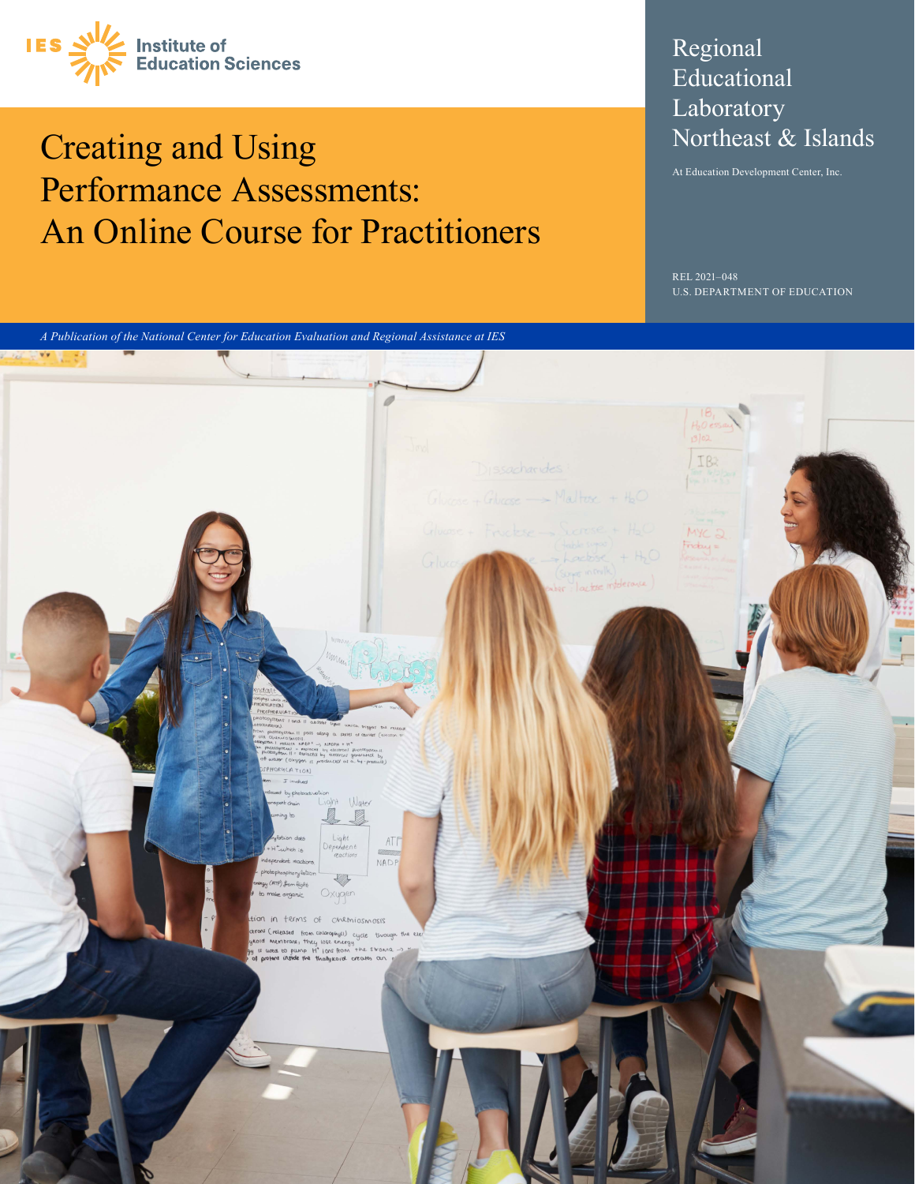IES Institute of Education Sciences

# Creating and Using Performance Assessments: An Online Course for Practitioners

Regional Educational Laboratory Northeast & Islands

At Education Development Center, Inc.

REL 2021–048
U.S. DEPARTMENT OF EDUCATION

*A Publication of the National Center for Education Evaluation and Regional Assistance at IES*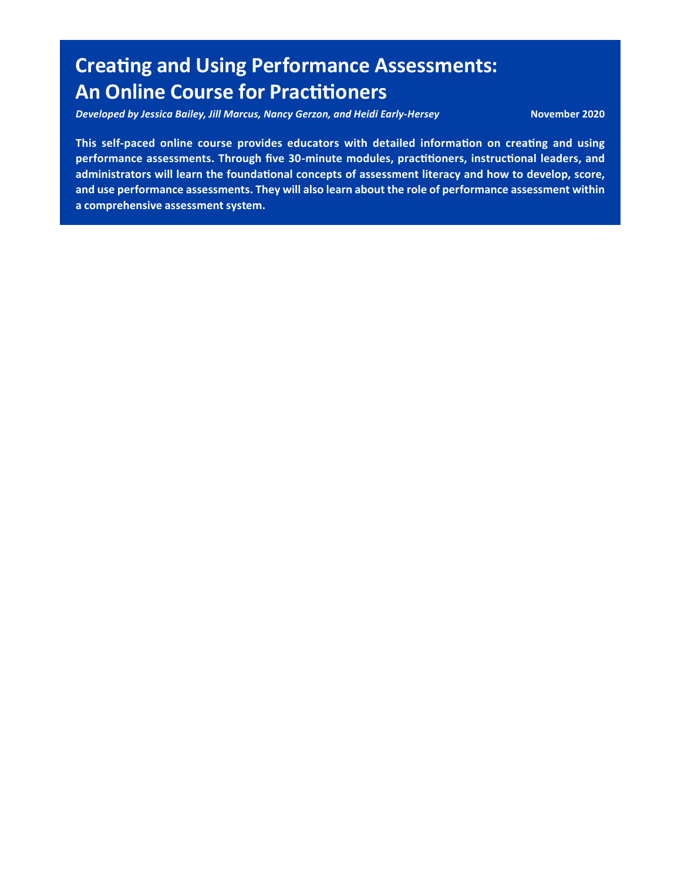# Creating and Using Performance Assessments: An Online Course for Practitioners

*Developed by Jessica Bailey, Jill Marcus, Nancy Gerzon, and Heidi Early-Hersey*

**November 2020**

**This self-paced online course provides educators with detailed information on creating and using performance assessments. Through five 30-minute modules, practitioners, instructional leaders, and administrators will learn the foundational concepts of assessment literacy and how to develop, score, and use performance assessments. They will also learn about the role of performance assessment within a comprehensive assessment system.**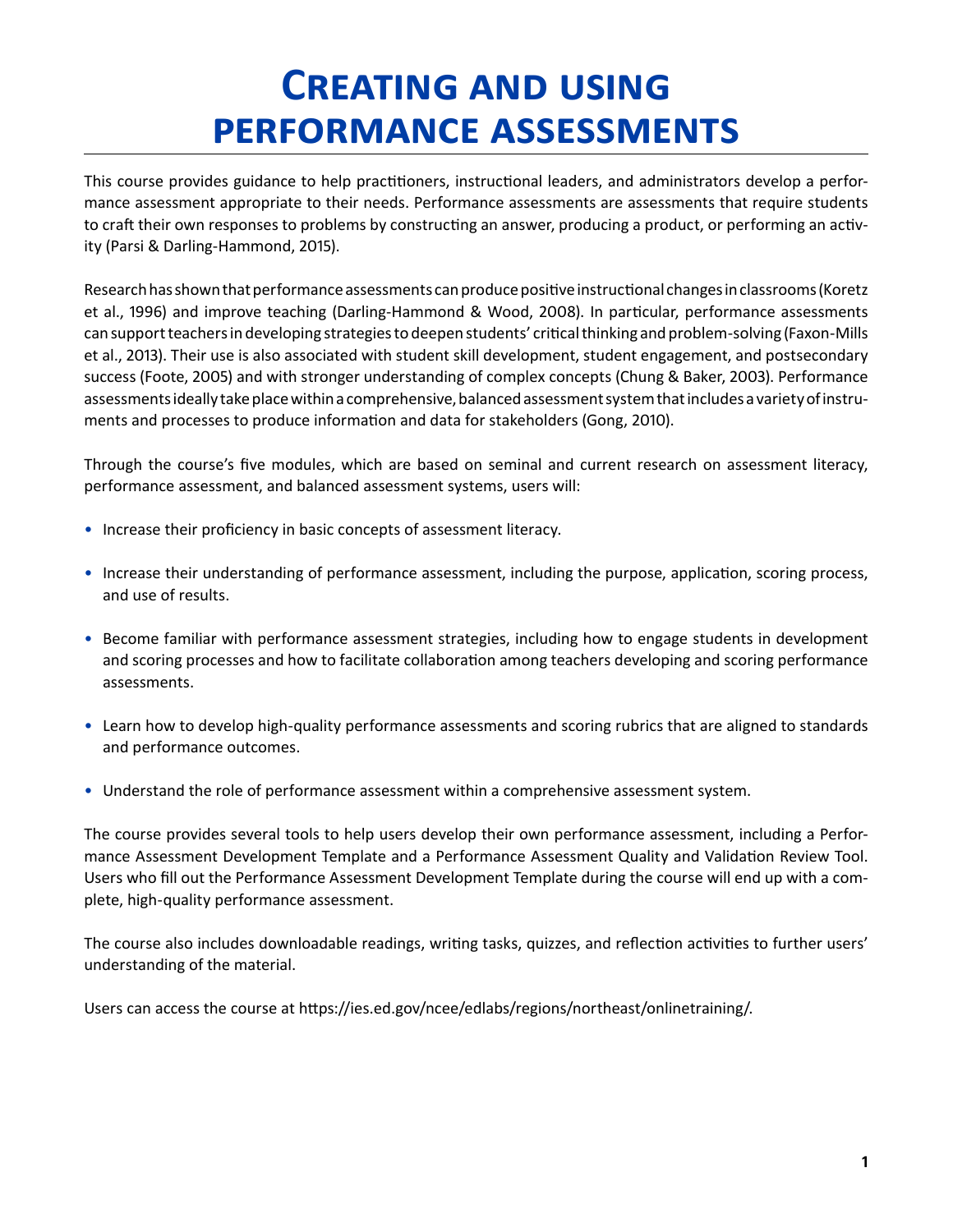# Creating and using performance assessments

This course provides guidance to help practitioners, instructional leaders, and administrators develop a performance assessment appropriate to their needs. Performance assessments are assessments that require students to craft their own responses to problems by constructing an answer, producing a product, or performing an activity (Parsi & Darling-Hammond, 2015).

Research has shown that performance assessments can produce positive instructional changes in classrooms (Koretz et al., 1996) and improve teaching (Darling-Hammond & Wood, 2008). In particular, performance assessments can support teachers in developing strategies to deepen students' critical thinking and problem-solving (Faxon-Mills et al., 2013). Their use is also associated with student skill development, student engagement, and postsecondary success (Foote, 2005) and with stronger understanding of complex concepts (Chung & Baker, 2003). Performance assessments ideally take place within a comprehensive, balanced assessment system that includes a variety of instruments and processes to produce information and data for stakeholders (Gong, 2010).

Through the course's five modules, which are based on seminal and current research on assessment literacy, performance assessment, and balanced assessment systems, users will:

- Increase their proficiency in basic concepts of assessment literacy.
- Increase their understanding of performance assessment, including the purpose, application, scoring process, and use of results.
- Become familiar with performance assessment strategies, including how to engage students in development and scoring processes and how to facilitate collaboration among teachers developing and scoring performance assessments.
- Learn how to develop high-quality performance assessments and scoring rubrics that are aligned to standards and performance outcomes.
- Understand the role of performance assessment within a comprehensive assessment system.

The course provides several tools to help users develop their own performance assessment, including a Performance Assessment Development Template and a Performance Assessment Quality and Validation Review Tool. Users who fill out the Performance Assessment Development Template during the course will end up with a complete, high-quality performance assessment.

The course also includes downloadable readings, writing tasks, quizzes, and reflection activities to further users' understanding of the material.

Users can access the course at https://ies.ed.gov/ncee/edlabs/regions/northeast/onlinetraining/.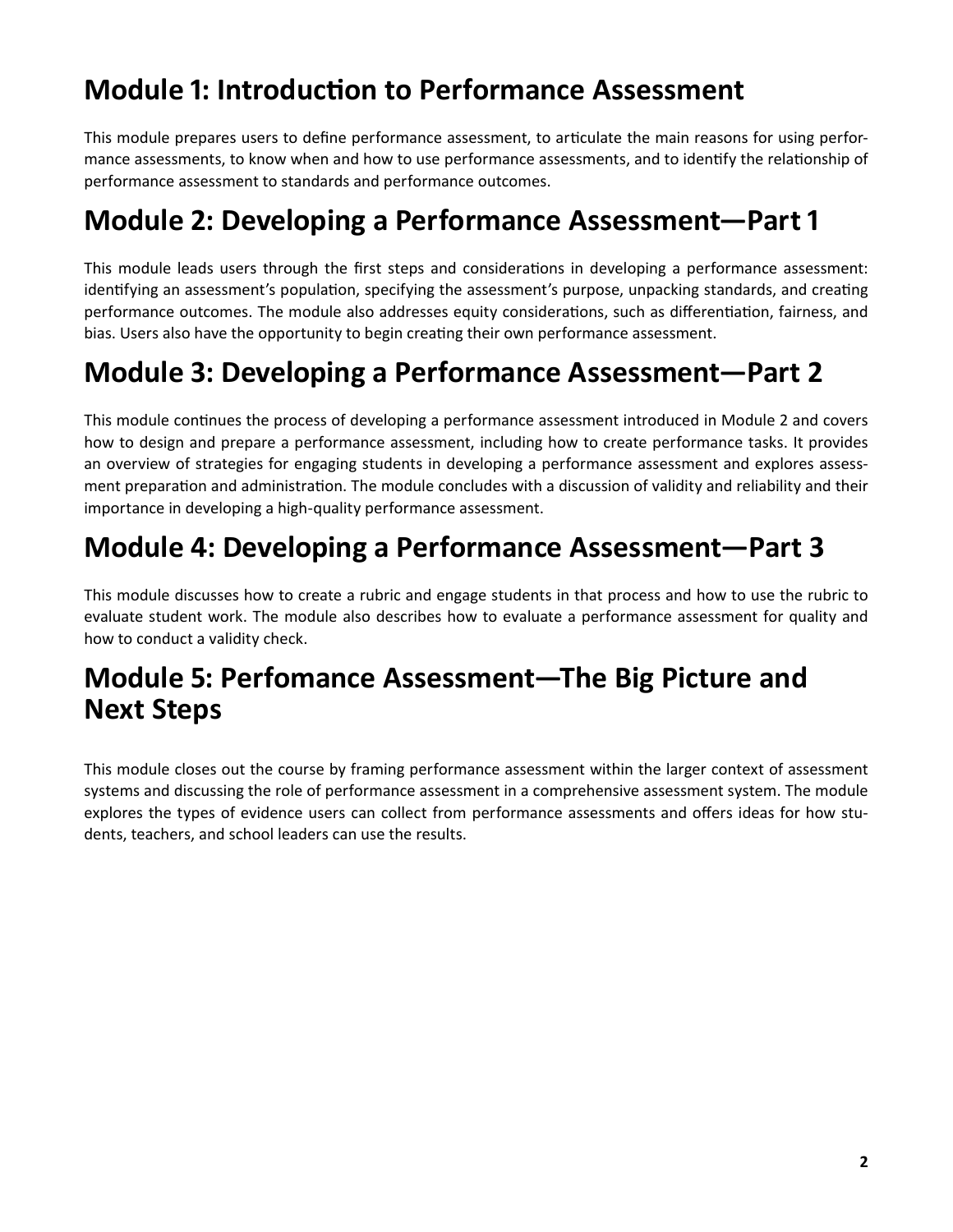## Module 1: Introduction to Performance Assessment

This module prepares users to define performance assessment, to articulate the main reasons for using performance assessments, to know when and how to use performance assessments, and to identify the relationship of performance assessment to standards and performance outcomes.

## Module 2: Developing a Performance Assessment—Part 1

This module leads users through the first steps and considerations in developing a performance assessment: identifying an assessment's population, specifying the assessment's purpose, unpacking standards, and creating performance outcomes. The module also addresses equity considerations, such as differentiation, fairness, and bias. Users also have the opportunity to begin creating their own performance assessment.

## Module 3: Developing a Performance Assessment—Part 2

This module continues the process of developing a performance assessment introduced in Module 2 and covers how to design and prepare a performance assessment, including how to create performance tasks. It provides an overview of strategies for engaging students in developing a performance assessment and explores assessment preparation and administration. The module concludes with a discussion of validity and reliability and their importance in developing a high-quality performance assessment.

## Module 4: Developing a Performance Assessment—Part 3

This module discusses how to create a rubric and engage students in that process and how to use the rubric to evaluate student work. The module also describes how to evaluate a performance assessment for quality and how to conduct a validity check.

## Module 5: Perfomance Assessment—The Big Picture and Next Steps

This module closes out the course by framing performance assessment within the larger context of assessment systems and discussing the role of performance assessment in a comprehensive assessment system. The module explores the types of evidence users can collect from performance assessments and offers ideas for how students, teachers, and school leaders can use the results.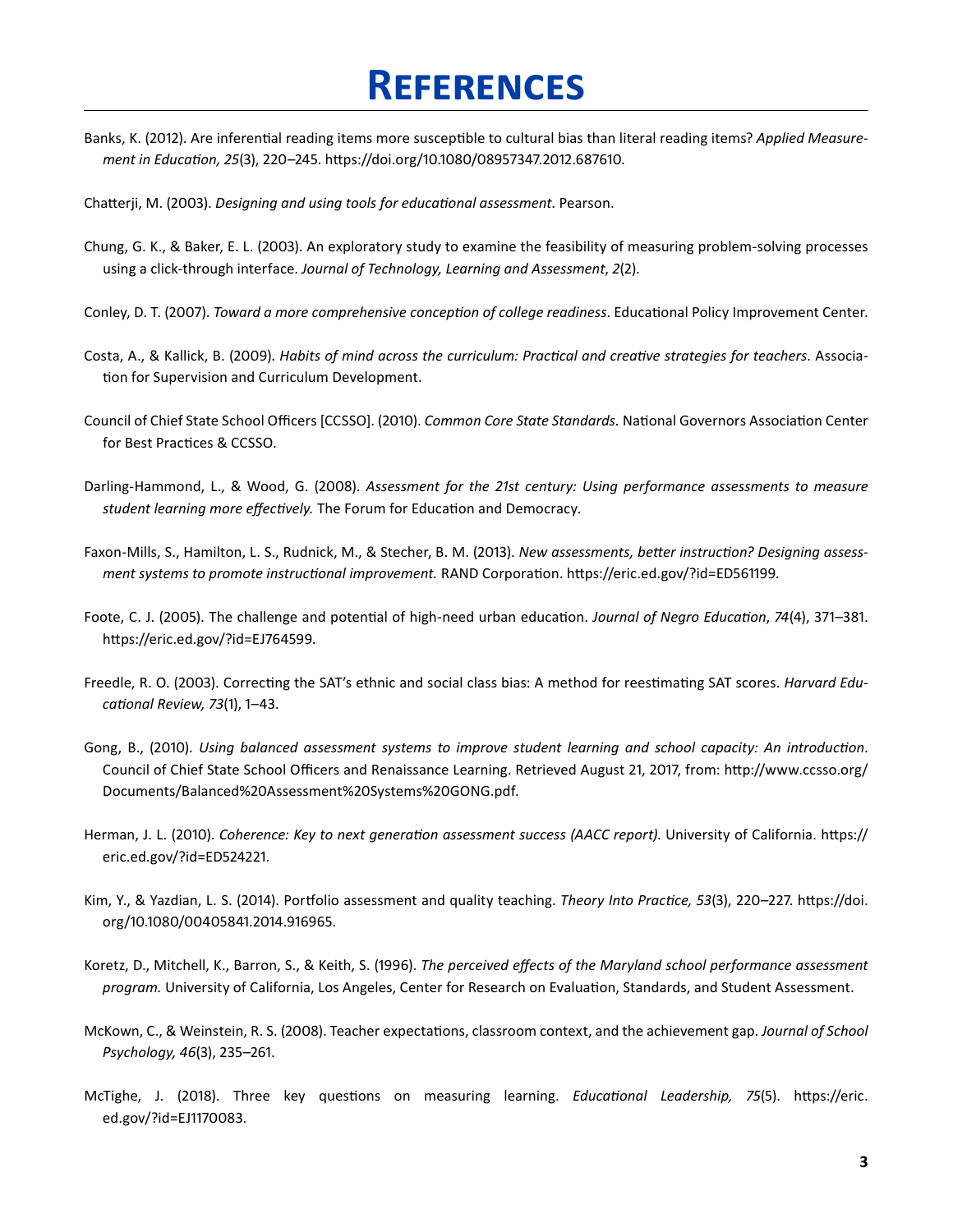# References

Banks, K. (2012). Are inferential reading items more susceptible to cultural bias than literal reading items? *Applied Measurement in Education, 25*(3), 220–245. https://doi.org/10.1080/08957347.2012.687610.

Chatterji, M. (2003). *Designing and using tools for educational assessment*. Pearson.

Chung, G. K., & Baker, E. L. (2003). An exploratory study to examine the feasibility of measuring problem-solving processes using a click-through interface. *Journal of Technology, Learning and Assessment*, *2*(2).

Conley, D. T. (2007). *Toward a more comprehensive conception of college readiness*. Educational Policy Improvement Center.

Costa, A., & Kallick, B. (2009). *Habits of mind across the curriculum: Practical and creative strategies for teachers*. Association for Supervision and Curriculum Development.

Council of Chief State School Officers [CCSSO]. (2010). *Common Core State Standards.* National Governors Association Center for Best Practices & CCSSO.

Darling-Hammond, L., & Wood, G. (2008). *Assessment for the 21st century: Using performance assessments to measure student learning more effectively.* The Forum for Education and Democracy.

Faxon-Mills, S., Hamilton, L. S., Rudnick, M., & Stecher, B. M. (2013). *New assessments, better instruction? Designing assessment systems to promote instructional improvement.* RAND Corporation. https://eric.ed.gov/?id=ED561199.

Foote, C. J. (2005). The challenge and potential of high-need urban education. *Journal of Negro Education*, *74*(4), 371–381. https://eric.ed.gov/?id=EJ764599.

Freedle, R. O. (2003). Correcting the SAT's ethnic and social class bias: A method for reestimating SAT scores. *Harvard Educational Review, 73*(1), 1–43.

Gong, B., (2010). *Using balanced assessment systems to improve student learning and school capacity: An introduction*. Council of Chief State School Officers and Renaissance Learning. Retrieved August 21, 2017, from: http://www.ccsso.org/Documents/Balanced%20Assessment%20Systems%20GONG.pdf.

Herman, J. L. (2010). *Coherence: Key to next generation assessment success (AACC report)*. University of California. https://eric.ed.gov/?id=ED524221.

Kim, Y., & Yazdian, L. S. (2014). Portfolio assessment and quality teaching. *Theory Into Practice, 53*(3), 220–227. https://doi.org/10.1080/00405841.2014.916965.

Koretz, D., Mitchell, K., Barron, S., & Keith, S. (1996). *The perceived effects of the Maryland school performance assessment program.* University of California, Los Angeles, Center for Research on Evaluation, Standards, and Student Assessment.

McKown, C., & Weinstein, R. S. (2008). Teacher expectations, classroom context, and the achievement gap. *Journal of School Psychology, 46*(3), 235–261.

McTighe, J. (2018). Three key questions on measuring learning. *Educational Leadership, 75*(5). https://eric.ed.gov/?id=EJ1170083.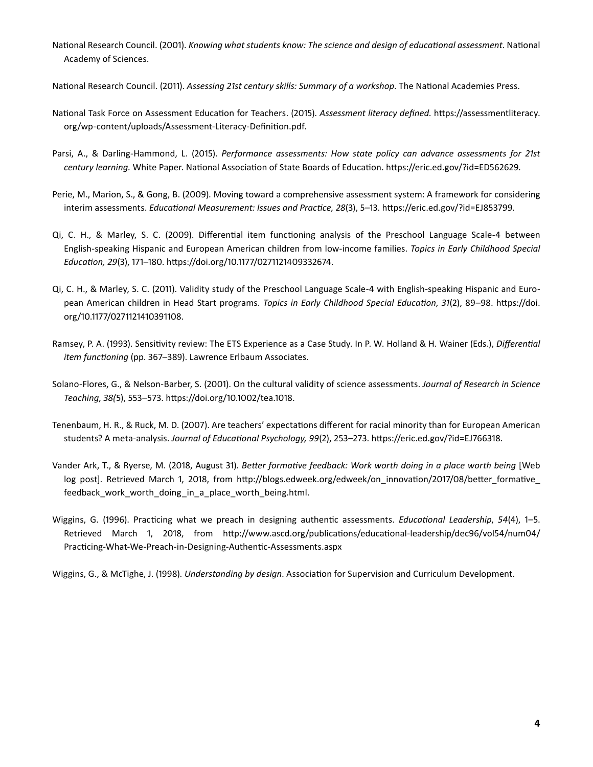National Research Council. (2001). *Knowing what students know: The science and design of educational assessment*. National Academy of Sciences.

National Research Council. (2011). *Assessing 21st century skills: Summary of a workshop*. The National Academies Press.

National Task Force on Assessment Education for Teachers. (2015). *Assessment literacy defined.* https://assessmentliteracy.org/wp-content/uploads/Assessment-Literacy-Definition.pdf.

Parsi, A., & Darling-Hammond, L. (2015). *Performance assessments: How state policy can advance assessments for 21st century learning.* White Paper. National Association of State Boards of Education. https://eric.ed.gov/?id=ED562629.

Perie, M., Marion, S., & Gong, B. (2009). Moving toward a comprehensive assessment system: A framework for considering interim assessments. *Educational Measurement: Issues and Practice, 28*(3), 5–13. https://eric.ed.gov/?id=EJ853799.

Qi, C. H., & Marley, S. C. (2009). Differential item functioning analysis of the Preschool Language Scale-4 between English-speaking Hispanic and European American children from low-income families. *Topics in Early Childhood Special Education, 29*(3), 171–180. https://doi.org/10.1177/0271121409332674.

Qi, C. H., & Marley, S. C. (2011). Validity study of the Preschool Language Scale-4 with English-speaking Hispanic and European American children in Head Start programs. *Topics in Early Childhood Special Education*, *31*(2), 89–98. https://doi.org/10.1177/0271121410391108.

Ramsey, P. A. (1993). Sensitivity review: The ETS Experience as a Case Study. In P. W. Holland & H. Wainer (Eds.), *Differential item functioning* (pp. 367–389). Lawrence Erlbaum Associates.

Solano-Flores, G., & Nelson-Barber, S. (2001). On the cultural validity of science assessments. *Journal of Research in Science Teaching*, *38(*5), 553–573. https://doi.org/10.1002/tea.1018.

Tenenbaum, H. R., & Ruck, M. D. (2007). Are teachers' expectations different for racial minority than for European American students? A meta-analysis. *Journal of Educational Psychology, 99*(2), 253–273. https://eric.ed.gov/?id=EJ766318.

Vander Ark, T., & Ryerse, M. (2018, August 31). *Better formative feedback: Work worth doing in a place worth being* [Web log post]. Retrieved March 1, 2018, from http://blogs.edweek.org/edweek/on_innovation/2017/08/better_formative_feedback_work_worth_doing_in_a_place_worth_being.html.

Wiggins, G. (1996). Practicing what we preach in designing authentic assessments. *Educational Leadership*, *54*(4), 1–5. Retrieved March 1, 2018, from http://www.ascd.org/publications/educational-leadership/dec96/vol54/num04/Practicing-What-We-Preach-in-Designing-Authentic-Assessments.aspx

Wiggins, G., & McTighe, J. (1998). *Understanding by design*. Association for Supervision and Curriculum Development.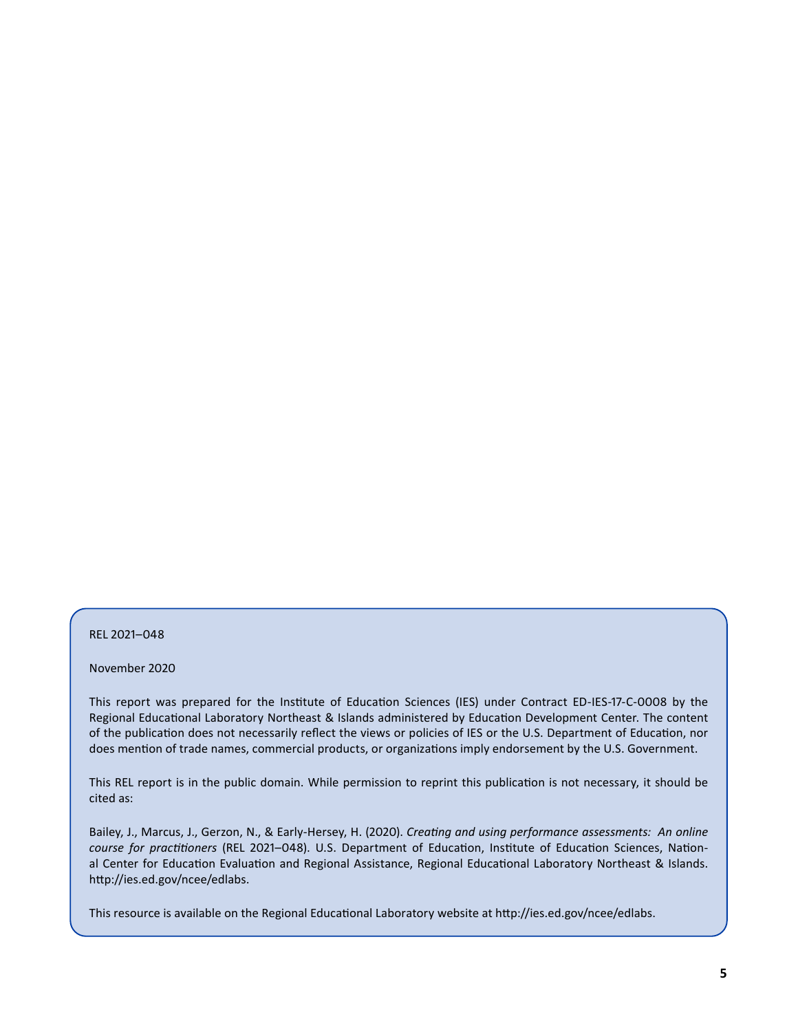REL 2021–048

November 2020

This report was prepared for the Institute of Education Sciences (IES) under Contract ED-IES-17-C-0008 by the Regional Educational Laboratory Northeast & Islands administered by Education Development Center. The content of the publication does not necessarily reflect the views or policies of IES or the U.S. Department of Education, nor does mention of trade names, commercial products, or organizations imply endorsement by the U.S. Government.

This REL report is in the public domain. While permission to reprint this publication is not necessary, it should be cited as:

Bailey, J., Marcus, J., Gerzon, N., & Early-Hersey, H. (2020). *Creating and using performance assessments: An online course for practitioners* (REL 2021–048). U.S. Department of Education, Institute of Education Sciences, National Center for Education Evaluation and Regional Assistance, Regional Educational Laboratory Northeast & Islands. http://ies.ed.gov/ncee/edlabs.

This resource is available on the Regional Educational Laboratory website at http://ies.ed.gov/ncee/edlabs.